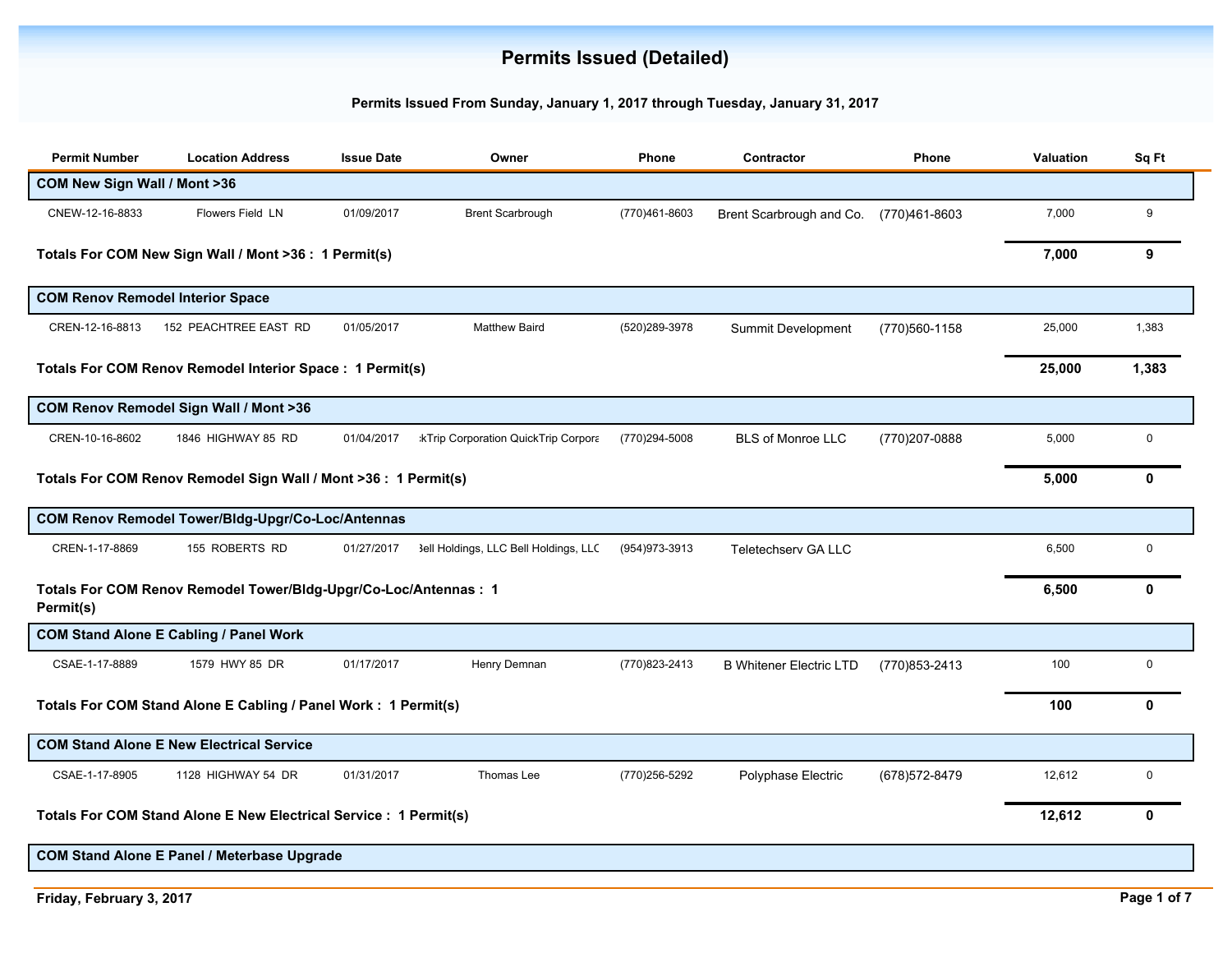# Permits Issued (Detailed)

**Permits Issued From Sunday, January 1, 2017 through Tuesday, January 31, 2017**

| Permit Number | Location Address | Issue Date | Owner | Phone | Contractor | Phone | Valuation | Sq Ft |
|---|---|---|---|---|---|---|---|---|
| **COM New Sign Wall / Mont >36** | | | | | | | | |
| CNEW-12-16-8833 | Flowers Field LN | 01/09/2017 | Brent Scarbrough | (770)461-8603 | Brent Scarbrough and Co. | (770)461-8603 | 7,000 | 9 |
| **Totals For COM New Sign Wall / Mont >36 : 1 Permit(s)** | | | | | | | **7,000** | **9** |
| **COM Renov Remodel Interior Space** | | | | | | | | |
| CREN-12-16-8813 | 152 PEACHTREE EAST RD | 01/05/2017 | Matthew Baird | (520)289-3978 | Summit Development | (770)560-1158 | 25,000 | 1,383 |
| **Totals For COM Renov Remodel Interior Space : 1 Permit(s)** | | | | | | | **25,000** | **1,383** |
| **COM Renov Remodel Sign Wall / Mont >36** | | | | | | | | |
| CREN-10-16-8602 | 1846 HIGHWAY 85 RD | 01/04/2017 | :kTrip Corporation QuickTrip Corpora | (770)294-5008 | BLS of Monroe LLC | (770)207-0888 | 5,000 | 0 |
| **Totals For COM Renov Remodel Sign Wall / Mont >36 : 1 Permit(s)** | | | | | | | **5,000** | **0** |
| **COM Renov Remodel Tower/Bldg-Upgr/Co-Loc/Antennas** | | | | | | | | |
| CREN-1-17-8869 | 155 ROBERTS RD | 01/27/2017 | 3ell Holdings, LLC Bell Holdings, LLC | (954)973-3913 | Teletechserv GA LLC | | 6,500 | 0 |
| **Totals For COM Renov Remodel Tower/Bldg-Upgr/Co-Loc/Antennas : 1 Permit(s)** | | | | | | | **6,500** | **0** |
| **COM Stand Alone E Cabling / Panel Work** | | | | | | | | |
| CSAE-1-17-8889 | 1579 HWY 85 DR | 01/17/2017 | Henry Demnan | (770)823-2413 | B Whitener Electric LTD | (770)853-2413 | 100 | 0 |
| **Totals For COM Stand Alone E Cabling / Panel Work : 1 Permit(s)** | | | | | | | **100** | **0** |
| **COM Stand Alone E New Electrical Service** | | | | | | | | |
| CSAE-1-17-8905 | 1128 HIGHWAY 54 DR | 01/31/2017 | Thomas Lee | (770)256-5292 | Polyphase Electric | (678)572-8479 | 12,612 | 0 |
| **Totals For COM Stand Alone E New Electrical Service : 1 Permit(s)** | | | | | | | **12,612** | **0** |
| **COM Stand Alone E Panel / Meterbase Upgrade** | | | | | | | | |

Friday, February 3, 2017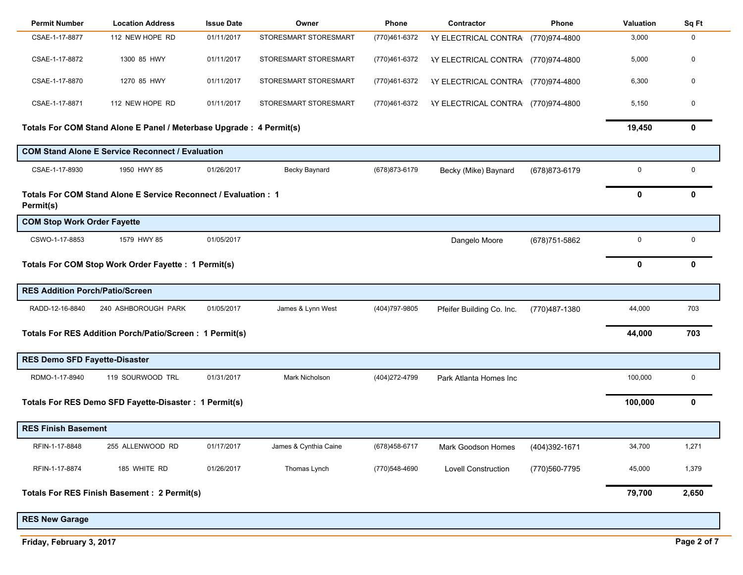| Permit Number | Location Address | Issue Date | Owner | Phone | Contractor | Phone | Valuation | Sq Ft |
|---|---|---|---|---|---|---|---|---|
| CSAE-1-17-8877 | 112 NEW HOPE RD | 01/11/2017 | STORESMART STORESMART | (770)461-6372 | \Y ELECTRICAL CONTRA | (770)974-4800 | 3,000 | 0 |
| CSAE-1-17-8872 | 1300 85 HWY | 01/11/2017 | STORESMART STORESMART | (770)461-6372 | \Y ELECTRICAL CONTRA | (770)974-4800 | 5,000 | 0 |
| CSAE-1-17-8870 | 1270 85 HWY | 01/11/2017 | STORESMART STORESMART | (770)461-6372 | \Y ELECTRICAL CONTRA | (770)974-4800 | 6,300 | 0 |
| CSAE-1-17-8871 | 112 NEW HOPE RD | 01/11/2017 | STORESMART STORESMART | (770)461-6372 | \Y ELECTRICAL CONTRA | (770)974-4800 | 5,150 | 0 |
| **Totals For COM Stand Alone E Panel / Meterbase Upgrade : 4 Permit(s)** | | | | | | | **19,450** | **0** |
| **COM Stand Alone E Service Reconnect / Evaluation** | | | | | | | | |
| CSAE-1-17-8930 | 1950 HWY 85 | 01/26/2017 | Becky Baynard | (678)873-6179 | Becky (Mike) Baynard | (678)873-6179 | 0 | 0 |
| **Totals For COM Stand Alone E Service Reconnect / Evaluation : 1 Permit(s)** | | | | | | | **0** | **0** |
| **COM Stop Work Order Fayette** | | | | | | | | |
| CSWO-1-17-8853 | 1579 HWY 85 | 01/05/2017 | | | Dangelo Moore | (678)751-5862 | 0 | 0 |
| **Totals For COM Stop Work Order Fayette : 1 Permit(s)** | | | | | | | **0** | **0** |
| **RES Addition Porch/Patio/Screen** | | | | | | | | |
| RADD-12-16-8840 | 240 ASHBOROUGH PARK | 01/05/2017 | James & Lynn West | (404)797-9805 | Pfeifer Building Co. Inc. | (770)487-1380 | 44,000 | 703 |
| **Totals For RES Addition Porch/Patio/Screen : 1 Permit(s)** | | | | | | | **44,000** | **703** |
| **RES Demo SFD Fayette-Disaster** | | | | | | | | |
| RDMO-1-17-8940 | 119 SOURWOOD TRL | 01/31/2017 | Mark Nicholson | (404)272-4799 | Park Atlanta Homes Inc | | 100,000 | 0 |
| **Totals For RES Demo SFD Fayette-Disaster : 1 Permit(s)** | | | | | | | **100,000** | **0** |
| **RES Finish Basement** | | | | | | | | |
| RFIN-1-17-8848 | 255 ALLENWOOD RD | 01/17/2017 | James & Cynthia Caine | (678)458-6717 | Mark Goodson Homes | (404)392-1671 | 34,700 | 1,271 |
| RFIN-1-17-8874 | 185 WHITE RD | 01/26/2017 | Thomas Lynch | (770)548-4690 | Lovell Construction | (770)560-7795 | 45,000 | 1,379 |
| **Totals For RES Finish Basement : 2 Permit(s)** | | | | | | | **79,700** | **2,650** |
| **RES New Garage** | | | | | | | | |

Friday, February 3, 2017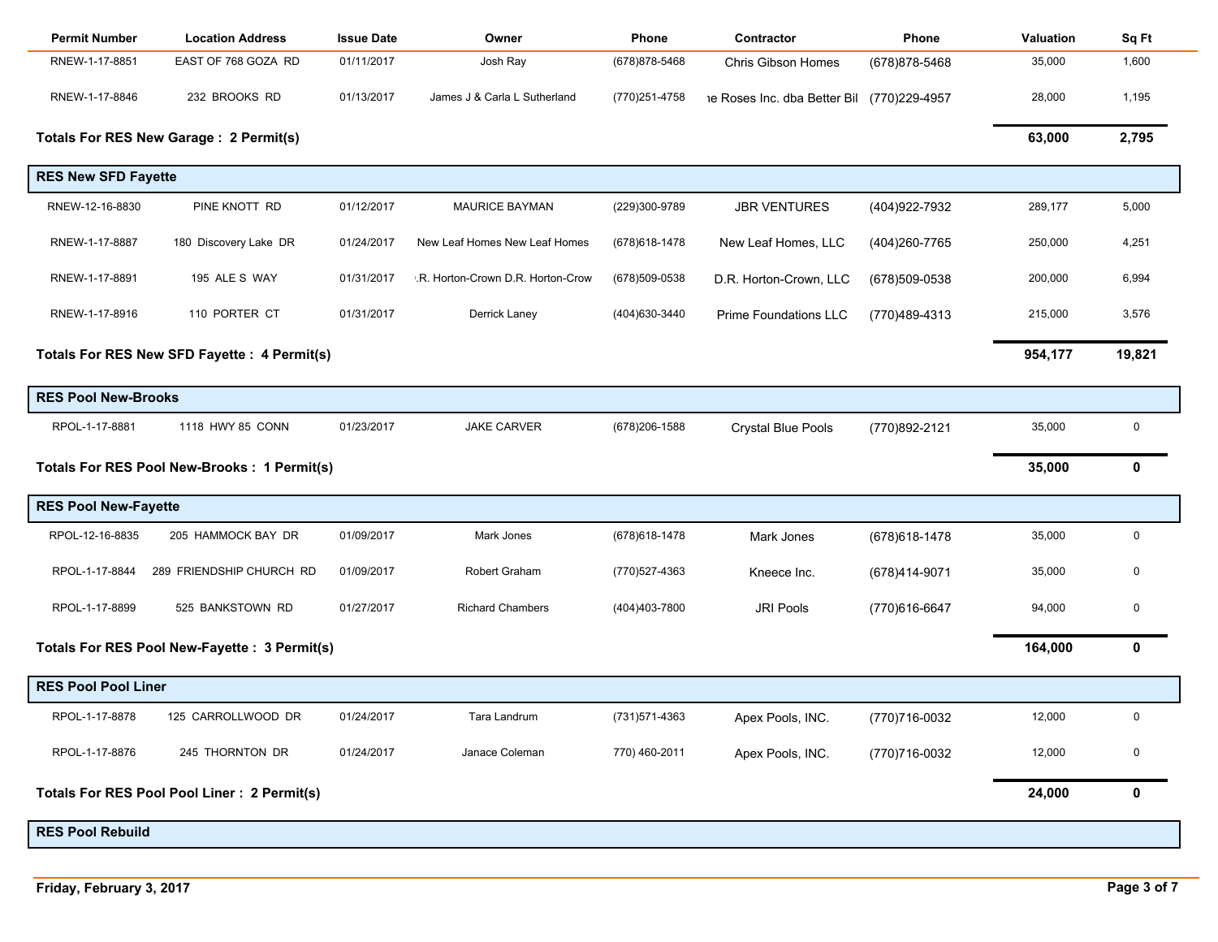| Permit Number | Location Address | Issue Date | Owner | Phone | Contractor | Phone | Valuation | Sq Ft |
|---|---|---|---|---|---|---|---|---|
| RNEW-1-17-8851 | EAST OF 768 GOZA RD | 01/11/2017 | Josh Ray | (678)878-5468 | Chris Gibson Homes | (678)878-5468 | 35,000 | 1,600 |
| RNEW-1-17-8846 | 232 BROOKS RD | 01/13/2017 | James J & Carla L Sutherland | (770)251-4758 | ıe Roses Inc. dba Better Bil | (770)229-4957 | 28,000 | 1,195 |
| **Totals For RES New Garage : 2 Permit(s)** | | | | | | | **63,000** | **2,795** |
| **RES New SFD Fayette** | | | | | | | | |
| RNEW-12-16-8830 | PINE KNOTT RD | 01/12/2017 | MAURICE BAYMAN | (229)300-9789 | JBR VENTURES | (404)922-7932 | 289,177 | 5,000 |
| RNEW-1-17-8887 | 180 Discovery Lake DR | 01/24/2017 | New Leaf Homes New Leaf Homes | (678)618-1478 | New Leaf Homes, LLC | (404)260-7765 | 250,000 | 4,251 |
| RNEW-1-17-8891 | 195 ALE S WAY | 01/31/2017 | ·.R. Horton-Crown D.R. Horton-Crow | (678)509-0538 | D.R. Horton-Crown, LLC | (678)509-0538 | 200,000 | 6,994 |
| RNEW-1-17-8916 | 110 PORTER CT | 01/31/2017 | Derrick Laney | (404)630-3440 | Prime Foundations LLC | (770)489-4313 | 215,000 | 3,576 |
| **Totals For RES New SFD Fayette : 4 Permit(s)** | | | | | | | **954,177** | **19,821** |
| **RES Pool New-Brooks** | | | | | | | | |
| RPOL-1-17-8881 | 1118 HWY 85 CONN | 01/23/2017 | JAKE CARVER | (678)206-1588 | Crystal Blue Pools | (770)892-2121 | 35,000 | 0 |
| **Totals For RES Pool New-Brooks : 1 Permit(s)** | | | | | | | **35,000** | **0** |
| **RES Pool New-Fayette** | | | | | | | | |
| RPOL-12-16-8835 | 205 HAMMOCK BAY DR | 01/09/2017 | Mark Jones | (678)618-1478 | Mark Jones | (678)618-1478 | 35,000 | 0 |
| RPOL-1-17-8844 | 289 FRIENDSHIP CHURCH RD | 01/09/2017 | Robert Graham | (770)527-4363 | Kneece Inc. | (678)414-9071 | 35,000 | 0 |
| RPOL-1-17-8899 | 525 BANKSTOWN RD | 01/27/2017 | Richard Chambers | (404)403-7800 | JRI Pools | (770)616-6647 | 94,000 | 0 |
| **Totals For RES Pool New-Fayette : 3 Permit(s)** | | | | | | | **164,000** | **0** |
| **RES Pool Pool Liner** | | | | | | | | |
| RPOL-1-17-8878 | 125 CARROLLWOOD DR | 01/24/2017 | Tara Landrum | (731)571-4363 | Apex Pools, INC. | (770)716-0032 | 12,000 | 0 |
| RPOL-1-17-8876 | 245 THORNTON DR | 01/24/2017 | Janace Coleman | 770) 460-2011 | Apex Pools, INC. | (770)716-0032 | 12,000 | 0 |
| **Totals For RES Pool Pool Liner : 2 Permit(s)** | | | | | | | **24,000** | **0** |
| **RES Pool Rebuild** | | | | | | | | |

**Friday, February 3, 2017**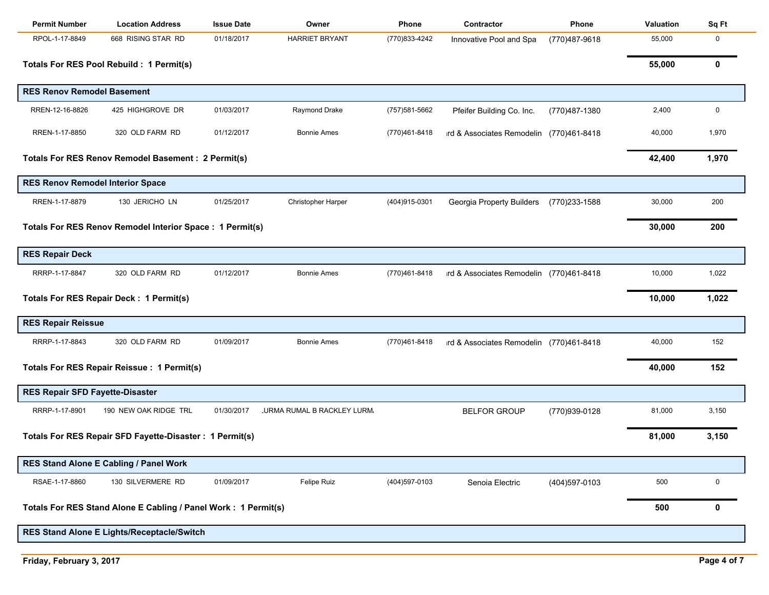| Permit Number | Location Address | Issue Date | Owner | Phone | Contractor | Phone | Valuation | Sq Ft |
|---|---|---|---|---|---|---|---|---|
| RPOL-1-17-8849 | 668 RISING STAR RD | 01/18/2017 | HARRIET BRYANT | (770)833-4242 | Innovative Pool and Spa | (770)487-9618 | 55,000 | 0 |
| **Totals For RES Pool Rebuild : 1 Permit(s)** | | | | | | | **55,000** | **0** |
| **RES Renov Remodel Basement** | | | | | | | | |
| RREN-12-16-8826 | 425 HIGHGROVE DR | 01/03/2017 | Raymond Drake | (757)581-5662 | Pfeifer Building Co. Inc. | (770)487-1380 | 2,400 | 0 |
| RREN-1-17-8850 | 320 OLD FARM RD | 01/12/2017 | Bonnie Ames | (770)461-8418 | ırd & Associates Remodelin | (770)461-8418 | 40,000 | 1,970 |
| **Totals For RES Renov Remodel Basement : 2 Permit(s)** | | | | | | | **42,400** | **1,970** |
| **RES Renov Remodel Interior Space** | | | | | | | | |
| RREN-1-17-8879 | 130 JERICHO LN | 01/25/2017 | Christopher Harper | (404)915-0301 | Georgia Property Builders | (770)233-1588 | 30,000 | 200 |
| **Totals For RES Renov Remodel Interior Space : 1 Permit(s)** | | | | | | | **30,000** | **200** |
| **RES Repair Deck** | | | | | | | | |
| RRRP-1-17-8847 | 320 OLD FARM RD | 01/12/2017 | Bonnie Ames | (770)461-8418 | ırd & Associates Remodelin | (770)461-8418 | 10,000 | 1,022 |
| **Totals For RES Repair Deck : 1 Permit(s)** | | | | | | | **10,000** | **1,022** |
| **RES Repair Reissue** | | | | | | | | |
| RRRP-1-17-8843 | 320 OLD FARM RD | 01/09/2017 | Bonnie Ames | (770)461-8418 | ırd & Associates Remodelin | (770)461-8418 | 40,000 | 152 |
| **Totals For RES Repair Reissue : 1 Permit(s)** | | | | | | | **40,000** | **152** |
| **RES Repair SFD Fayette-Disaster** | | | | | | | | |
| RRRP-1-17-8901 | 190 NEW OAK RIDGE TRL | 01/30/2017 | .URMA RUMAL B RACKLEY LURM. | | BELFOR GROUP | (770)939-0128 | 81,000 | 3,150 |
| **Totals For RES Repair SFD Fayette-Disaster : 1 Permit(s)** | | | | | | | **81,000** | **3,150** |
| **RES Stand Alone E Cabling / Panel Work** | | | | | | | | |
| RSAE-1-17-8860 | 130 SILVERMERE RD | 01/09/2017 | Felipe Ruiz | (404)597-0103 | Senoia Electric | (404)597-0103 | 500 | 0 |
| **Totals For RES Stand Alone E Cabling / Panel Work : 1 Permit(s)** | | | | | | | **500** | **0** |
| **RES Stand Alone E Lights/Receptacle/Switch** | | | | | | | | |

Friday, February 3, 2017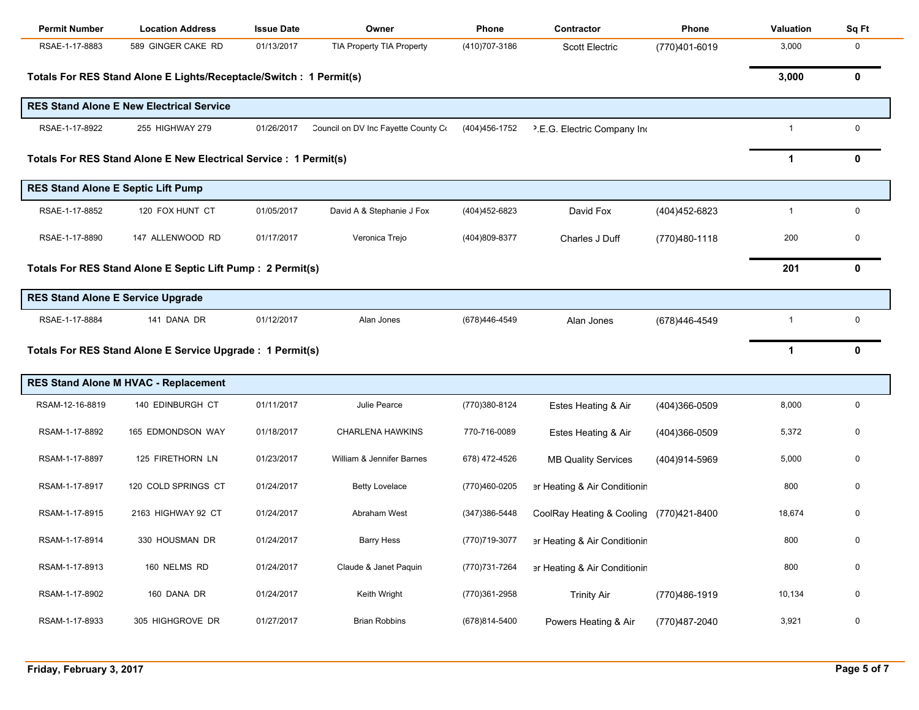| Permit Number | Location Address | Issue Date | Owner | Phone | Contractor | Phone | Valuation | Sq Ft |
|---|---|---|---|---|---|---|---|---|
| RSAE-1-17-8883 | 589 GINGER CAKE RD | 01/13/2017 | TIA Property TIA Property | (410)707-3186 | Scott Electric | (770)401-6019 | 3,000 | 0 |
| **Totals For RES Stand Alone E Lights/Receptacle/Switch : 1 Permit(s)** | | | | | | | **3,000** | **0** |
| **RES Stand Alone E New Electrical Service** | | | | | | | | |
| RSAE-1-17-8922 | 255 HIGHWAY 279 | 01/26/2017 | Council on DV Inc Fayette County Co | (404)456-1752 | P.E.G. Electric Company Inc | | 1 | 0 |
| **Totals For RES Stand Alone E New Electrical Service : 1 Permit(s)** | | | | | | | **1** | **0** |
| **RES Stand Alone E Septic Lift Pump** | | | | | | | | |
| RSAE-1-17-8852 | 120 FOX HUNT CT | 01/05/2017 | David A & Stephanie J Fox | (404)452-6823 | David Fox | (404)452-6823 | 1 | 0 |
| RSAE-1-17-8890 | 147 ALLENWOOD RD | 01/17/2017 | Veronica Trejo | (404)809-8377 | Charles J Duff | (770)480-1118 | 200 | 0 |
| **Totals For RES Stand Alone E Septic Lift Pump : 2 Permit(s)** | | | | | | | **201** | **0** |
| **RES Stand Alone E Service Upgrade** | | | | | | | | |
| RSAE-1-17-8884 | 141 DANA DR | 01/12/2017 | Alan Jones | (678)446-4549 | Alan Jones | (678)446-4549 | 1 | 0 |
| **Totals For RES Stand Alone E Service Upgrade : 1 Permit(s)** | | | | | | | **1** | **0** |
| **RES Stand Alone M HVAC - Replacement** | | | | | | | | |
| RSAM-12-16-8819 | 140 EDINBURGH CT | 01/11/2017 | Julie Pearce | (770)380-8124 | Estes Heating & Air | (404)366-0509 | 8,000 | 0 |
| RSAM-1-17-8892 | 165 EDMONDSON WAY | 01/18/2017 | CHARLENA HAWKINS | 770-716-0089 | Estes Heating & Air | (404)366-0509 | 5,372 | 0 |
| RSAM-1-17-8897 | 125 FIRETHORN LN | 01/23/2017 | William & Jennifer Barnes | 678) 472-4526 | MB Quality Services | (404)914-5969 | 5,000 | 0 |
| RSAM-1-17-8917 | 120 COLD SPRINGS CT | 01/24/2017 | Betty Lovelace | (770)460-0205 | er Heating & Air Conditionin | | 800 | 0 |
| RSAM-1-17-8915 | 2163 HIGHWAY 92 CT | 01/24/2017 | Abraham West | (347)386-5448 | CoolRay Heating & Cooling | (770)421-8400 | 18,674 | 0 |
| RSAM-1-17-8914 | 330 HOUSMAN DR | 01/24/2017 | Barry Hess | (770)719-3077 | er Heating & Air Conditionin | | 800 | 0 |
| RSAM-1-17-8913 | 160 NELMS RD | 01/24/2017 | Claude & Janet Paquin | (770)731-7264 | er Heating & Air Conditionin | | 800 | 0 |
| RSAM-1-17-8902 | 160 DANA DR | 01/24/2017 | Keith Wright | (770)361-2958 | Trinity Air | (770)486-1919 | 10,134 | 0 |
| RSAM-1-17-8933 | 305 HIGHGROVE DR | 01/27/2017 | Brian Robbins | (678)814-5400 | Powers Heating & Air | (770)487-2040 | 3,921 | 0 |

Friday, February 3, 2017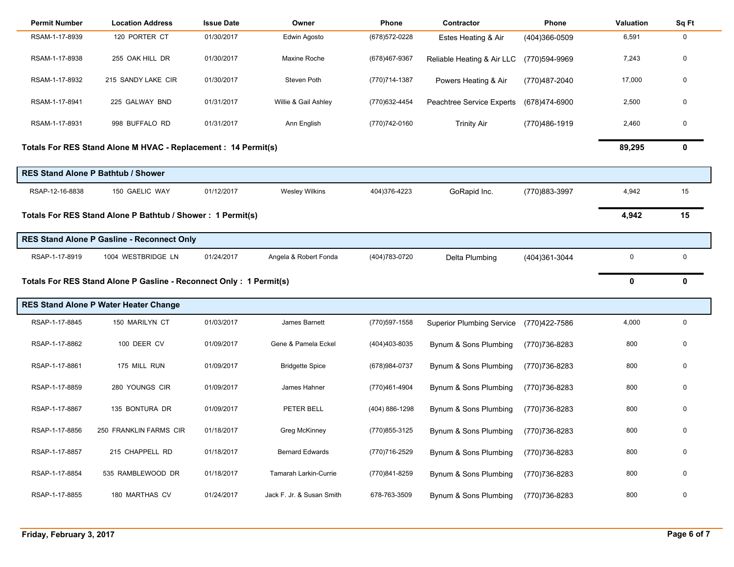| Permit Number | Location Address | Issue Date | Owner | Phone | Contractor | Phone | Valuation | Sq Ft |
|---|---|---|---|---|---|---|---|---|
| RSAM-1-17-8939 | 120 PORTER CT | 01/30/2017 | Edwin Agosto | (678)572-0228 | Estes Heating & Air | (404)366-0509 | 6,591 | 0 |
| RSAM-1-17-8938 | 255 OAK HILL DR | 01/30/2017 | Maxine Roche | (678)467-9367 | Reliable Heating & Air LLC | (770)594-9969 | 7,243 | 0 |
| RSAM-1-17-8932 | 215 SANDY LAKE CIR | 01/30/2017 | Steven Poth | (770)714-1387 | Powers Heating & Air | (770)487-2040 | 17,000 | 0 |
| RSAM-1-17-8941 | 225 GALWAY BND | 01/31/2017 | Willie & Gail Ashley | (770)632-4454 | Peachtree Service Experts | (678)474-6900 | 2,500 | 0 |
| RSAM-1-17-8931 | 998 BUFFALO RD | 01/31/2017 | Ann English | (770)742-0160 | Trinity Air | (770)486-1919 | 2,460 | 0 |
| **Totals For RES Stand Alone M HVAC - Replacement : 14 Permit(s)** | | | | | | | **89,295** | **0** |

**RES Stand Alone P Bathtub / Shower**

| Permit Number | Location Address | Issue Date | Owner | Phone | Contractor | Phone | Valuation | Sq Ft |
|---|---|---|---|---|---|---|---|---|
| RSAP-12-16-8838 | 150 GAELIC WAY | 01/12/2017 | Wesley Wilkins | 404)376-4223 | GoRapid Inc. | (770)883-3997 | 4,942 | 15 |
| **Totals For RES Stand Alone P Bathtub / Shower : 1 Permit(s)** | | | | | | | **4,942** | **15** |

**RES Stand Alone P Gasline - Reconnect Only**

| Permit Number | Location Address | Issue Date | Owner | Phone | Contractor | Phone | Valuation | Sq Ft |
|---|---|---|---|---|---|---|---|---|
| RSAP-1-17-8919 | 1004 WESTBRIDGE LN | 01/24/2017 | Angela & Robert Fonda | (404)783-0720 | Delta Plumbing | (404)361-3044 | 0 | 0 |
| **Totals For RES Stand Alone P Gasline - Reconnect Only : 1 Permit(s)** | | | | | | | **0** | **0** |

**RES Stand Alone P Water Heater Change**

| Permit Number | Location Address | Issue Date | Owner | Phone | Contractor | Phone | Valuation | Sq Ft |
|---|---|---|---|---|---|---|---|---|
| RSAP-1-17-8845 | 150 MARILYN CT | 01/03/2017 | James Barnett | (770)597-1558 | Superior Plumbing Service | (770)422-7586 | 4,000 | 0 |
| RSAP-1-17-8862 | 100 DEER CV | 01/09/2017 | Gene & Pamela Eckel | (404)403-8035 | Bynum & Sons Plumbing | (770)736-8283 | 800 | 0 |
| RSAP-1-17-8861 | 175 MILL RUN | 01/09/2017 | Bridgette Spice | (678)984-0737 | Bynum & Sons Plumbing | (770)736-8283 | 800 | 0 |
| RSAP-1-17-8859 | 280 YOUNGS CIR | 01/09/2017 | James Hahner | (770)461-4904 | Bynum & Sons Plumbing | (770)736-8283 | 800 | 0 |
| RSAP-1-17-8867 | 135 BONTURA DR | 01/09/2017 | PETER BELL | (404) 886-1298 | Bynum & Sons Plumbing | (770)736-8283 | 800 | 0 |
| RSAP-1-17-8856 | 250 FRANKLIN FARMS CIR | 01/18/2017 | Greg McKinney | (770)855-3125 | Bynum & Sons Plumbing | (770)736-8283 | 800 | 0 |
| RSAP-1-17-8857 | 215 CHAPPELL RD | 01/18/2017 | Bernard Edwards | (770)716-2529 | Bynum & Sons Plumbing | (770)736-8283 | 800 | 0 |
| RSAP-1-17-8854 | 535 RAMBLEWOOD DR | 01/18/2017 | Tamarah Larkin-Currie | (770)841-8259 | Bynum & Sons Plumbing | (770)736-8283 | 800 | 0 |
| RSAP-1-17-8855 | 180 MARTHAS CV | 01/24/2017 | Jack F. Jr. & Susan Smith | 678-763-3509 | Bynum & Sons Plumbing | (770)736-8283 | 800 | 0 |

Friday, February 3, 2017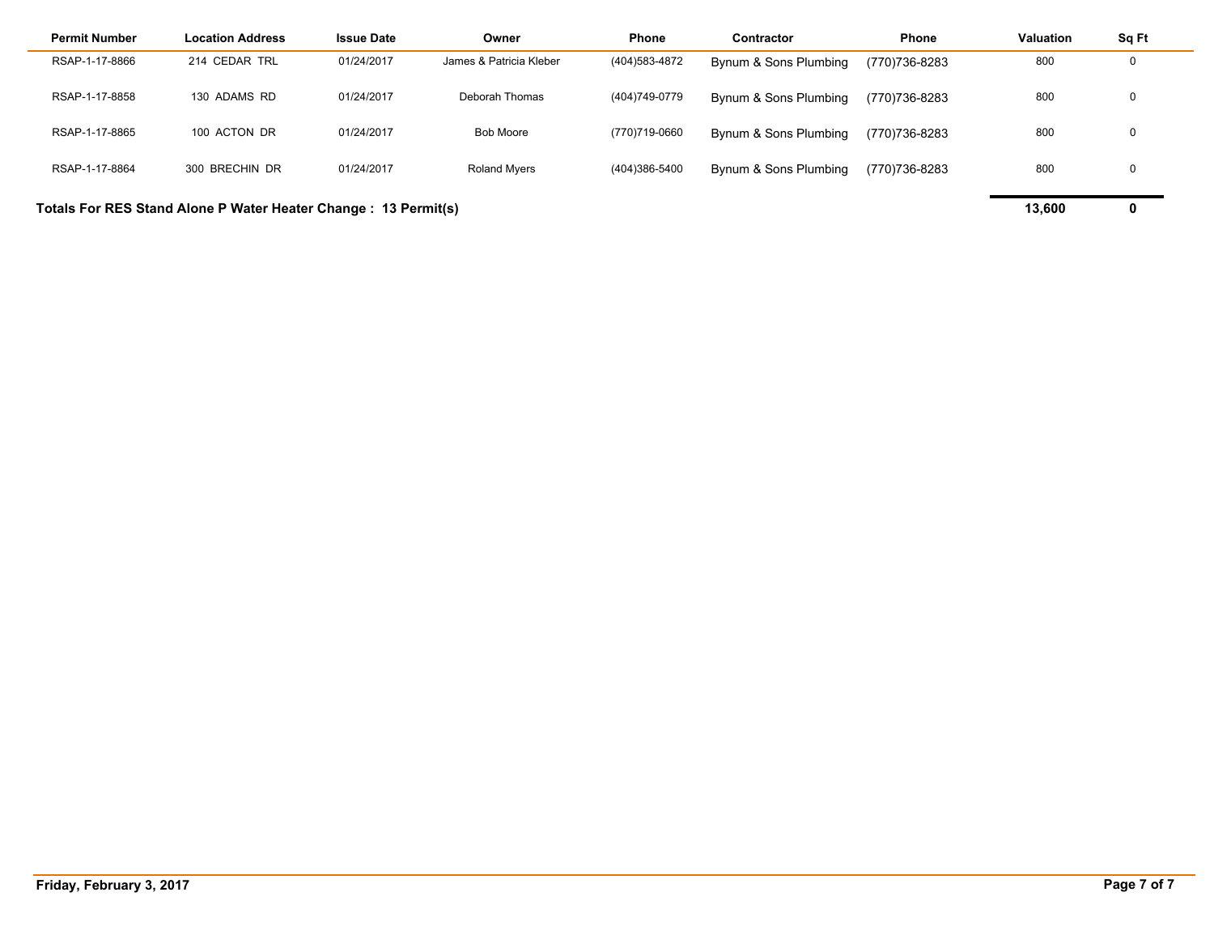| Permit Number | Location Address | Issue Date | Owner | Phone | Contractor | Phone | Valuation | Sq Ft |
|---|---|---|---|---|---|---|---|---|
| RSAP-1-17-8866 | 214 CEDAR TRL | 01/24/2017 | James & Patricia Kleber | (404)583-4872 | Bynum & Sons Plumbing | (770)736-8283 | 800 | 0 |
| RSAP-1-17-8858 | 130 ADAMS RD | 01/24/2017 | Deborah Thomas | (404)749-0779 | Bynum & Sons Plumbing | (770)736-8283 | 800 | 0 |
| RSAP-1-17-8865 | 100 ACTON DR | 01/24/2017 | Bob Moore | (770)719-0660 | Bynum & Sons Plumbing | (770)736-8283 | 800 | 0 |
| RSAP-1-17-8864 | 300 BRECHIN DR | 01/24/2017 | Roland Myers | (404)386-5400 | Bynum & Sons Plumbing | (770)736-8283 | 800 | 0 |
| **Totals For RES Stand Alone P Water Heater Change : 13 Permit(s)** | | | | | | | **13,600** | **0** |

**Friday, February 3, 2017**